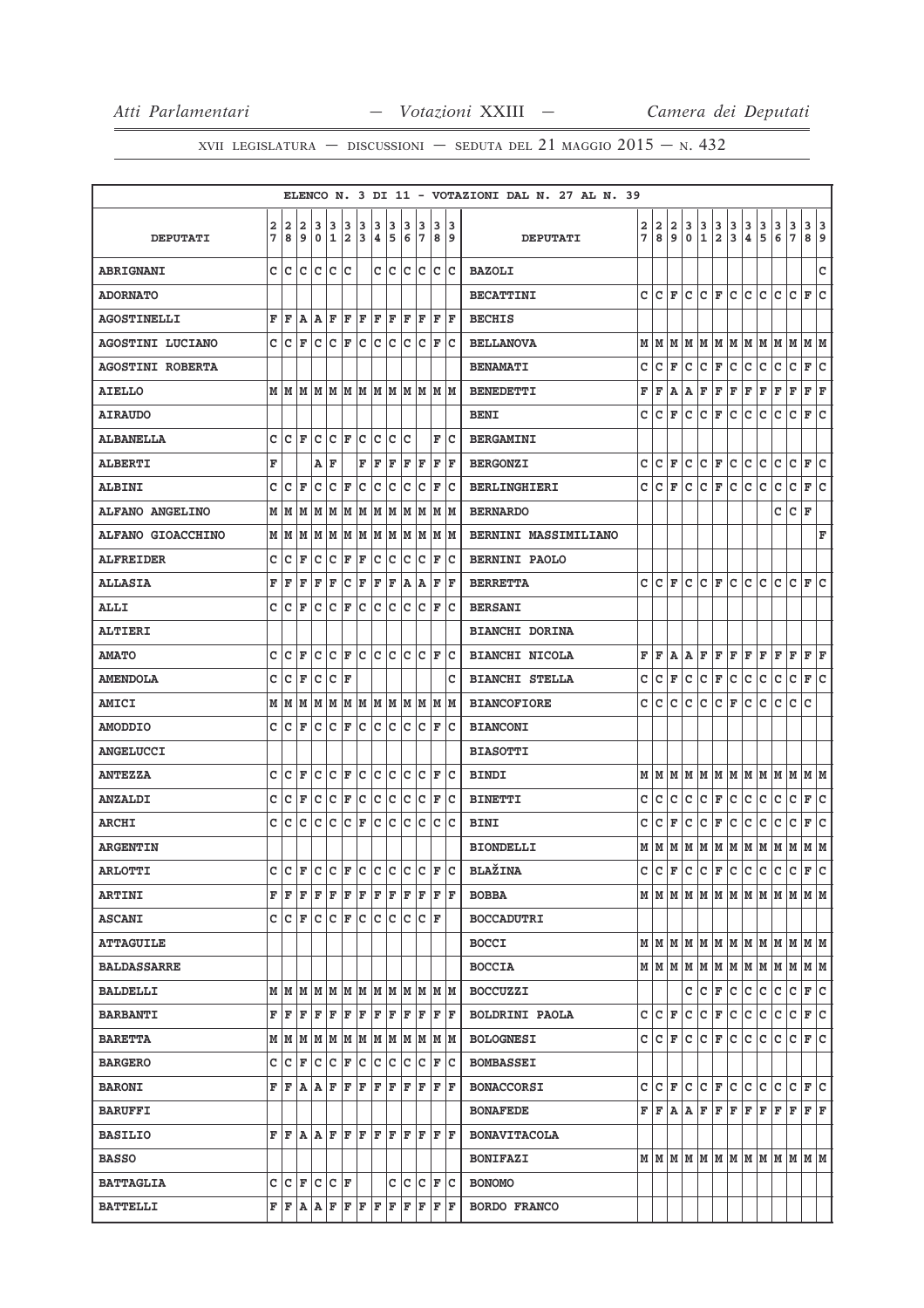ELENCO N. 3 DI 11 - VOTAZIONI DAL N. 27 AL N. 39

| DEPUTATI | 27 | 28 | 29 | 30 | 31 | 32 | 33 | 34 | 35 | 36 | 37 | 38 | 39 | DEPUTATI | 27 | 28 | 29 | 30 | 31 | 32 | 33 | 34 | 35 | 36 | 37 | 38 | 39 |
|---|---|---|---|---|---|---|---|---|---|---|---|---|---|---|---|---|---|---|---|---|---|---|---|---|---|---|---|
| ABRIGNANI | C | C | C | C | C | C | | C | C | C | C | C | C | BAZOLI | | | | | | | | | | | | | C |
| ADORNATO | | | | | | | | | | | | | | BECATTINI | C | C | F | C | C | F | C | C | C | C | C | F | C |
| AGOSTINELLI | F | F | A | A | F | F | F | F | F | F | F | F | F | BECHIS | | | | | | | | | | | | | |
| AGOSTINI LUCIANO | C | C | F | C | C | F | C | C | C | C | C | F | C | BELLANOVA | M | M | M | M | M | M | M | M | M | M | M | M | M |
| AGOSTINI ROBERTA | | | | | | | | | | | | | | BENAMATI | C | C | F | C | C | F | C | C | C | C | C | F | C |
| AIELLO | M | M | M | M | M | M | M | M | M | M | M | M | M | BENEDETTI | F | F | A | A | F | F | F | F | F | F | F | F | F |
| AIRAUDO | | | | | | | | | | | | | | BENI | C | C | F | C | C | F | C | C | C | C | C | F | C |
| ALBANELLA | C | C | F | C | C | F | C | C | C | C | | F | C | BERGAMINI | | | | | | | | | | | | | |
| ALBERTI | F | | | A | F | | F | F | F | F | F | F | F | BERGONZI | C | C | F | C | C | F | C | C | C | C | C | F | C |
| ALBINI | C | C | F | C | C | F | C | C | C | C | C | F | C | BERLINGHIERI | C | C | F | C | C | F | C | C | C | C | C | F | C |
| ALFANO ANGELINO | M | M | M | M | M | M | M | M | M | M | M | M | M | BERNARDO | | | | | | | | | | C | C | F | |
| ALFANO GIOACCHINO | M | M | M | M | M | M | M | M | M | M | M | M | M | BERNINI MASSIMILIANO | | | | | | | | | | | | | F |
| ALFREIDER | C | C | F | C | C | F | F | C | C | C | C | F | C | BERNINI PAOLO | | | | | | | | | | | | | |
| ALLASIA | F | F | F | F | F | C | F | F | F | A | A | F | F | BERRETTA | C | C | F | C | C | F | C | C | C | C | C | F | C |
| ALLI | C | C | F | C | C | F | C | C | C | C | C | F | C | BERSANI | | | | | | | | | | | | | |
| ALTIERI | | | | | | | | | | | | | | BIANCHI DORINA | | | | | | | | | | | | | |
| AMATO | C | C | F | C | C | F | C | C | C | C | C | F | C | BIANCHI NICOLA | F | F | A | A | F | F | F | F | F | F | F | F | F |
| AMENDOLA | C | C | F | C | C | F | | | | | | | C | BIANCHI STELLA | C | C | F | C | C | F | C | C | C | C | C | F | C |
| AMICI | M | M | M | M | M | M | M | M | M | M | M | M | M | BIANCOFIORE | C | C | C | C | C | C | F | C | C | C | C | C | |
| AMODDIO | C | C | F | C | C | F | C | C | C | C | C | F | C | BIANCONI | | | | | | | | | | | | | |
| ANGELUCCI | | | | | | | | | | | | | | BIASOTTI | | | | | | | | | | | | | |
| ANTEZZA | C | C | F | C | C | F | C | C | C | C | C | F | C | BINDI | M | M | M | M | M | M | M | M | M | M | M | M | M |
| ANZALDI | C | C | F | C | C | F | C | C | C | C | C | F | C | BINETTI | C | C | C | C | C | F | C | C | C | C | C | F | C |
| ARCHI | C | C | C | C | C | C | F | C | C | C | C | C | C | BINI | C | C | F | C | C | F | C | C | C | C | C | F | C |
| ARGENTIN | | | | | | | | | | | | | | BIONDELLI | M | M | M | M | M | M | M | M | M | M | M | M | M |
| ARLOTTI | C | C | F | C | C | F | C | C | C | C | C | F | C | BLAŽINA | C | C | F | C | C | F | C | C | C | C | C | F | C |
| ARTINI | F | F | F | F | F | F | F | F | F | F | F | F | F | BOBBA | M | M | M | M | M | M | M | M | M | M | M | M | M |
| ASCANI | C | C | F | C | C | F | C | C | C | C | C | F | | BOCCADUTRI | | | | | | | | | | | | | |
| ATTAGUILE | | | | | | | | | | | | | | BOCCI | M | M | M | M | M | M | M | M | M | M | M | M | M |
| BALDASSARRE | | | | | | | | | | | | | | BOCCIA | M | M | M | M | M | M | M | M | M | M | M | M | M |
| BALDELLI | M | M | M | M | M | M | M | M | M | M | M | M | M | BOCCUZZI | | | | C | C | F | C | C | C | C | C | F | C |
| BARBANTI | F | F | F | F | F | F | F | F | F | F | F | F | F | BOLDRINI PAOLA | C | C | F | C | C | F | C | C | C | C | C | F | C |
| BARETTA | M | M | M | M | M | M | M | M | M | M | M | M | M | BOLOGNESI | C | C | F | C | C | F | C | C | C | C | C | F | C |
| BARGERO | C | C | F | C | C | F | C | C | C | C | C | F | C | BOMBASSEI | | | | | | | | | | | | | |
| BARONI | F | F | A | A | F | F | F | F | F | F | F | F | F | BONACCORSI | C | C | F | C | C | F | C | C | C | C | C | F | C |
| BARUFFI | | | | | | | | | | | | | | BONAFEDE | F | F | A | A | F | F | F | F | F | F | F | F | F |
| BASILIO | F | F | A | A | F | F | F | F | F | F | F | F | F | BONAVITACOLA | | | | | | | | | | | | | |
| BASSO | | | | | | | | | | | | | | BONIFAZI | M | M | M | M | M | M | M | M | M | M | M | M | M |
| BATTAGLIA | C | C | F | C | C | F | | | C | C | C | F | C | BONOMO | | | | | | | | | | | | | |
| BATTELLI | F | F | A | A | F | F | F | F | F | F | F | F | F | BORDO FRANCO | | | | | | | | | | | | | |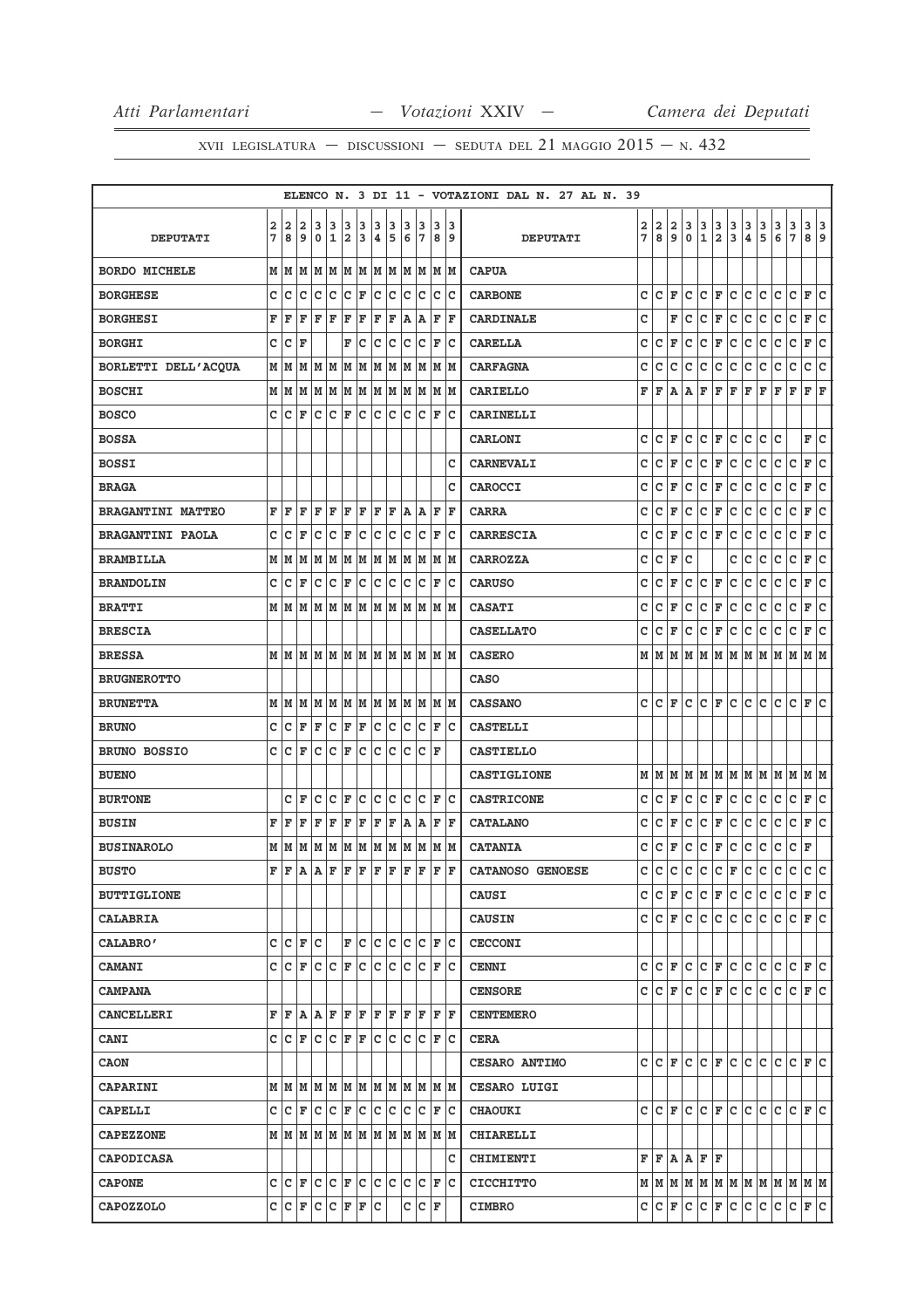XVII LEGISLATURA — DISCUSSIONI — SEDUTA DEL 21 MAGGIO 2015 — N. 432

ELENCO N. 3 DI 11 - VOTAZIONI DAL N. 27 AL N. 39

| DEPUTATI | 27 | 28 | 29 | 30 | 31 | 32 | 33 | 34 | 35 | 36 | 37 | 38 | 39 | DEPUTATI | 27 | 28 | 29 | 30 | 31 | 32 | 33 | 34 | 35 | 36 | 37 | 38 | 39 |
|---|---|---|---|---|---|---|---|---|---|---|---|---|---|---|---|---|---|---|---|---|---|---|---|---|---|---|---|
| BORDO MICHELE | M | M | M | M | M | M | M | M | M | M | M | M | M | CAPUA | | | | | | | | | | | | | |
| BORGHESE | C | C | C | C | C | C | F | C | C | C | C | C | C | CARBONE | C | C | F | C | C | F | C | C | C | C | C | F | C |
| BORGHESI | F | F | F | F | F | F | F | F | F | A | A | F | F | CARDINALE | C | | F | C | C | F | C | C | C | C | C | F | C |
| BORGHI | C | C | F | | | F | C | C | C | C | C | F | C | CARELLA | C | C | F | C | C | F | C | C | C | C | C | F | C |
| BORLETTI DELL'ACQUA | M | M | M | M | M | M | M | M | M | M | M | M | M | CARFAGNA | C | C | C | C | C | C | C | C | C | C | C | C | C |
| BOSCHI | M | M | M | M | M | M | M | M | M | M | M | M | M | CARIELLO | F | F | A | A | F | F | F | F | F | F | F | F | F |
| BOSCO | C | C | F | C | C | F | C | C | C | C | C | F | C | CARINELLI | | | | | | | | | | | | | |
| BOSSA | | | | | | | | | | | | | | CARLONI | C | C | F | C | C | F | C | C | C | C | | F | C |
| BOSSI | | | | | | | | | | | | | C | CARNEVALI | C | C | F | C | C | F | C | C | C | C | C | F | C |
| BRAGA | | | | | | | | | | | | | C | CAROCCI | C | C | F | C | C | F | C | C | C | C | C | F | C |
| BRAGANTINI MATTEO | F | F | F | F | F | F | F | F | F | A | A | F | F | CARRA | C | C | F | C | C | F | C | C | C | C | C | F | C |
| BRAGANTINI PAOLA | C | C | F | C | C | F | C | C | C | C | C | F | C | CARRESCIA | C | C | F | C | C | F | C | C | C | C | C | F | C |
| BRAMBILLA | M | M | M | M | M | M | M | M | M | M | M | M | M | CARROZZA | C | C | F | C | | | C | C | C | C | C | F | C |
| BRANDOLIN | C | C | F | C | C | F | C | C | C | C | C | F | C | CARUSO | C | C | F | C | C | F | C | C | C | C | C | F | C |
| BRATTI | M | M | M | M | M | M | M | M | M | M | M | M | M | CASATI | C | C | F | C | C | F | C | C | C | C | C | F | C |
| BRESCIA | | | | | | | | | | | | | | CASELLATO | C | C | F | C | C | F | C | C | C | C | C | F | C |
| BRESSA | M | M | M | M | M | M | M | M | M | M | M | M | M | CASERO | M | M | M | M | M | M | M | M | M | M | M | M | M |
| BRUGNEROTTO | | | | | | | | | | | | | | CASO | | | | | | | | | | | | | |
| BRUNETTA | M | M | M | M | M | M | M | M | M | M | M | M | M | CASSANO | C | C | F | C | C | F | C | C | C | C | C | F | C |
| BRUNO | C | C | F | F | C | F | F | C | C | C | C | F | C | CASTELLI | | | | | | | | | | | | | |
| BRUNO BOSSIO | C | C | F | C | C | F | C | C | C | C | C | F | | CASTIELLO | | | | | | | | | | | | | |
| BUENO | | | | | | | | | | | | | | CASTIGLIONE | M | M | M | M | M | M | M | M | M | M | M | M | M |
| BURTONE | | C | F | C | C | F | C | C | C | C | C | F | C | CASTRICONE | C | C | F | C | C | F | C | C | C | C | C | F | C |
| BUSIN | F | F | F | F | F | F | F | F | F | A | A | F | F | CATALANO | C | C | F | C | C | F | C | C | C | C | C | F | C |
| BUSINAROLO | M | M | M | M | M | M | M | M | M | M | M | M | M | CATANIA | C | C | F | C | C | F | C | C | C | C | C | F | |
| BUSTO | F | F | A | A | F | F | F | F | F | F | F | F | F | CATANOSO GENOESE | C | C | C | C | C | C | F | C | C | C | C | C | C |
| BUTTIGLIONE | | | | | | | | | | | | | | CAUSI | C | C | F | C | C | F | C | C | C | C | C | F | C |
| CALABRIA | | | | | | | | | | | | | | CAUSIN | C | C | F | C | C | C | C | C | C | C | C | F | C |
| CALABRO' | C | C | F | C | | F | C | C | C | C | C | F | C | CECCONI | | | | | | | | | | | | | |
| CAMANI | C | C | F | C | C | F | C | C | C | C | C | F | C | CENNI | C | C | F | C | C | F | C | C | C | C | C | F | C |
| CAMPANA | | | | | | | | | | | | | | CENSORE | C | C | F | C | C | F | C | C | C | C | C | F | C |
| CANCELLERI | F | F | A | A | F | F | F | F | F | F | F | F | F | CENTEMERO | | | | | | | | | | | | | |
| CANI | C | C | F | C | C | F | F | C | C | C | C | F | C | CERA | | | | | | | | | | | | | |
| CAON | | | | | | | | | | | | | | CESARO ANTIMO | C | C | F | C | C | F | C | C | C | C | C | F | C |
| CAPARINI | M | M | M | M | M | M | M | M | M | M | M | M | M | CESARO LUIGI | | | | | | | | | | | | | |
| CAPELLI | C | C | F | C | C | F | C | C | C | C | C | F | C | CHAOUKI | C | C | F | C | C | F | C | C | C | C | C | F | C |
| CAPEZZONE | M | M | M | M | M | M | M | M | M | M | M | M | M | CHIARELLI | | | | | | | | | | | | | |
| CAPODICASA | | | | | | | | | | | | | C | CHIMIENTI | F | F | A | A | F | F | | | | | | | |
| CAPONE | C | C | F | C | C | F | C | C | C | C | C | F | C | CICCHITTO | M | M | M | M | M | M | M | M | M | M | M | M | M |
| CAPOZZOLO | C | C | F | C | C | F | F | C | | C | C | F | | CIMBRO | C | C | F | C | C | F | C | C | C | C | C | F | C |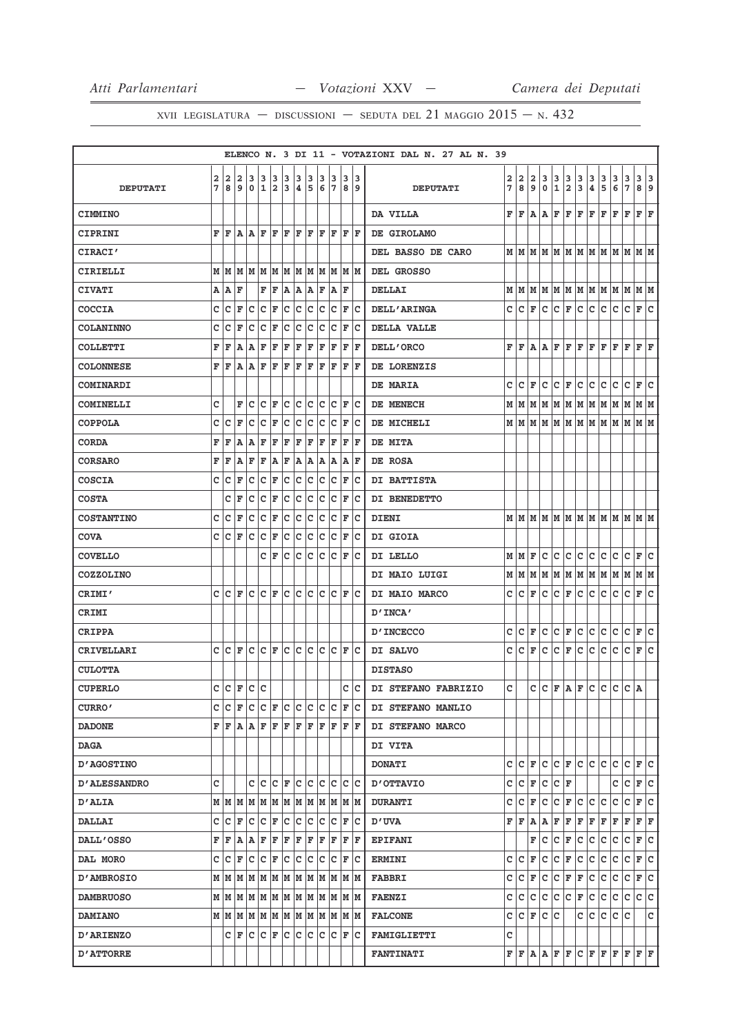ELENCO N. 3 DI 11 - VOTAZIONI DAL N. 27 AL N. 39

| DEPUTATI | 27 | 28 | 29 | 30 | 31 | 32 | 33 | 34 | 35 | 36 | 37 | 38 | 39 | DEPUTATI | 27 | 28 | 29 | 30 | 31 | 32 | 33 | 34 | 35 | 36 | 37 | 38 | 39 |
|---|---|---|---|---|---|---|---|---|---|---|---|---|---|---|---|---|---|---|---|---|---|---|---|---|---|---|---|
| CIMMINO | | | | | | | | | | | | | | DA VILLA | F | F | A | A | F | F | F | F | F | F | F | F | F |
| CIPRINI | F | F | A | A | F | F | F | F | F | F | F | F | F | DE GIROLAMO | | | | | | | | | | | | | |
| CIRACI' | | | | | | | | | | | | | | DEL BASSO DE CARO | M | M | M | M | M | M | M | M | M | M | M | M | M |
| CIRIELLI | M | M | M | M | M | M | M | M | M | M | M | M | M | DEL GROSSO | | | | | | | | | | | | | |
| CIVATI | A | A | F | | F | F | A | A | A | F | A | F | | DELLAI | M | M | M | M | M | M | M | M | M | M | M | M | M |
| COCCIA | C | C | F | C | C | F | C | C | C | C | C | F | C | DELL'ARINGA | C | C | F | C | C | F | C | C | C | C | C | F | C |
| COLANINNO | C | C | F | C | C | F | C | C | C | C | C | F | C | DELLA VALLE | | | | | | | | | | | | | |
| COLLETTI | F | F | A | A | F | F | F | F | F | F | F | F | F | DELL'ORCO | F | F | A | A | F | F | F | F | F | F | F | F | F |
| COLONNESE | F | F | A | A | F | F | F | F | F | F | F | F | F | DE LORENZIS | | | | | | | | | | | | | |
| COMINARDI | | | | | | | | | | | | | | DE MARIA | C | C | F | C | C | F | C | C | C | C | C | F | C |
| COMINELLI | C | | | F | C | C | F | C | C | C | C | C | F | C | DE MENECH | M | M | M | M | M | M | M | M | M | M | M | M | M |
| COPPOLA | C | C | F | C | C | F | C | C | C | C | C | F | C | DE MICHELI | M | M | M | M | M | M | M | M | M | M | M | M | M |
| CORDA | F | F | A | A | F | F | F | F | F | F | F | F | F | DE MITA | | | | | | | | | | | | | |
| CORSARO | F | F | A | F | F | A | F | A | A | A | A | A | F | DE ROSA | | | | | | | | | | | | | |
| COSCIA | C | C | F | C | C | F | C | C | C | C | C | F | C | DI BATTISTA | | | | | | | | | | | | | |
| COSTA | | C | F | C | C | F | C | C | C | C | C | F | C | DI BENEDETTO | | | | | | | | | | | | | |
| COSTANTINO | C | C | F | C | C | F | C | C | C | C | C | F | C | DIENI | M | M | M | M | M | M | M | M | M | M | M | M | M |
| COVA | C | C | F | C | C | F | C | C | C | C | C | F | C | DI GIOIA | | | | | | | | | | | | | |
| COVELLO | | | | | C | F | C | C | C | C | C | F | C | DI LELLO | M | M | F | C | C | C | C | C | C | C | C | F | C |
| COZZOLINO | | | | | | | | | | | | | | DI MAIO LUIGI | M | M | M | M | M | M | M | M | M | M | M | M | M |
| CRIMI' | C | C | F | C | C | F | C | C | C | C | C | F | C | DI MAIO MARCO | C | C | F | C | C | F | C | C | C | C | C | F | C |
| CRIMI | | | | | | | | | | | | | | D'INCA' | | | | | | | | | | | | | |
| CRIPPA | | | | | | | | | | | | | | D'INCECCO | C | C | F | C | C | F | C | C | C | C | C | F | C |
| CRIVELLARI | C | C | F | C | C | F | C | C | C | C | C | F | C | DI SALVO | C | C | F | C | C | F | C | C | C | C | C | F | C |
| CULOTTA | | | | | | | | | | | | | | DISTASO | | | | | | | | | | | | | |
| CUPERLO | C | C | F | C | C | | | | | | | C | C | DI STEFANO FABRIZIO | C | | C | C | F | A | F | C | C | C | C | A | |
| CURRO' | C | C | F | C | C | F | C | C | C | C | C | F | C | DI STEFANO MANLIO | | | | | | | | | | | | | |
| DADONE | F | F | A | A | F | F | F | F | F | F | F | F | F | DI STEFANO MARCO | | | | | | | | | | | | | |
| DAGA | | | | | | | | | | | | | | DI VITA | | | | | | | | | | | | | |
| D'AGOSTINO | | | | | | | | | | | | | | DONATI | C | C | F | C | C | F | C | C | C | C | C | F | C |
| D'ALESSANDRO | C | | | C | C | C | F | C | C | C | C | C | C | D'OTTAVIO | C | C | F | C | C | F | | | | C | C | F | C |
| D'ALIA | M | M | M | M | M | M | M | M | M | M | M | M | M | DURANTI | C | C | F | C | C | F | C | C | C | C | C | F | C |
| DALLAI | C | C | F | C | C | F | C | C | C | C | C | F | C | D'UVA | F | F | A | A | F | F | F | F | F | F | F | F | F |
| DALL'OSSO | F | F | A | A | F | F | F | F | F | F | F | F | F | EPIFANI | | | F | C | C | F | C | C | C | C | C | F | C |
| DAL MORO | C | C | F | C | C | F | C | C | C | C | C | F | C | ERMINI | C | C | F | C | C | F | C | C | C | C | C | F | C |
| D'AMBROSIO | M | M | M | M | M | M | M | M | M | M | M | M | M | FABBRI | C | C | F | C | C | F | F | C | C | C | C | F | C |
| DAMBRUOSO | M | M | M | M | M | M | M | M | M | M | M | M | M | FAENZI | C | C | C | C | C | C | F | C | C | C | C | C | C |
| DAMIANO | M | M | M | M | M | M | M | M | M | M | M | M | M | FALCONE | C | C | F | C | C | | C | C | C | C | C | | C |
| D'ARIENZO | | C | F | C | C | F | C | C | C | C | C | F | C | FAMIGLIETTI | C | | | | | | | | | | | | |
| D'ATTORRE | | | | | | | | | | | | | | FANTINATI | F | F | A | A | F | F | C | F | F | F | F | F | F |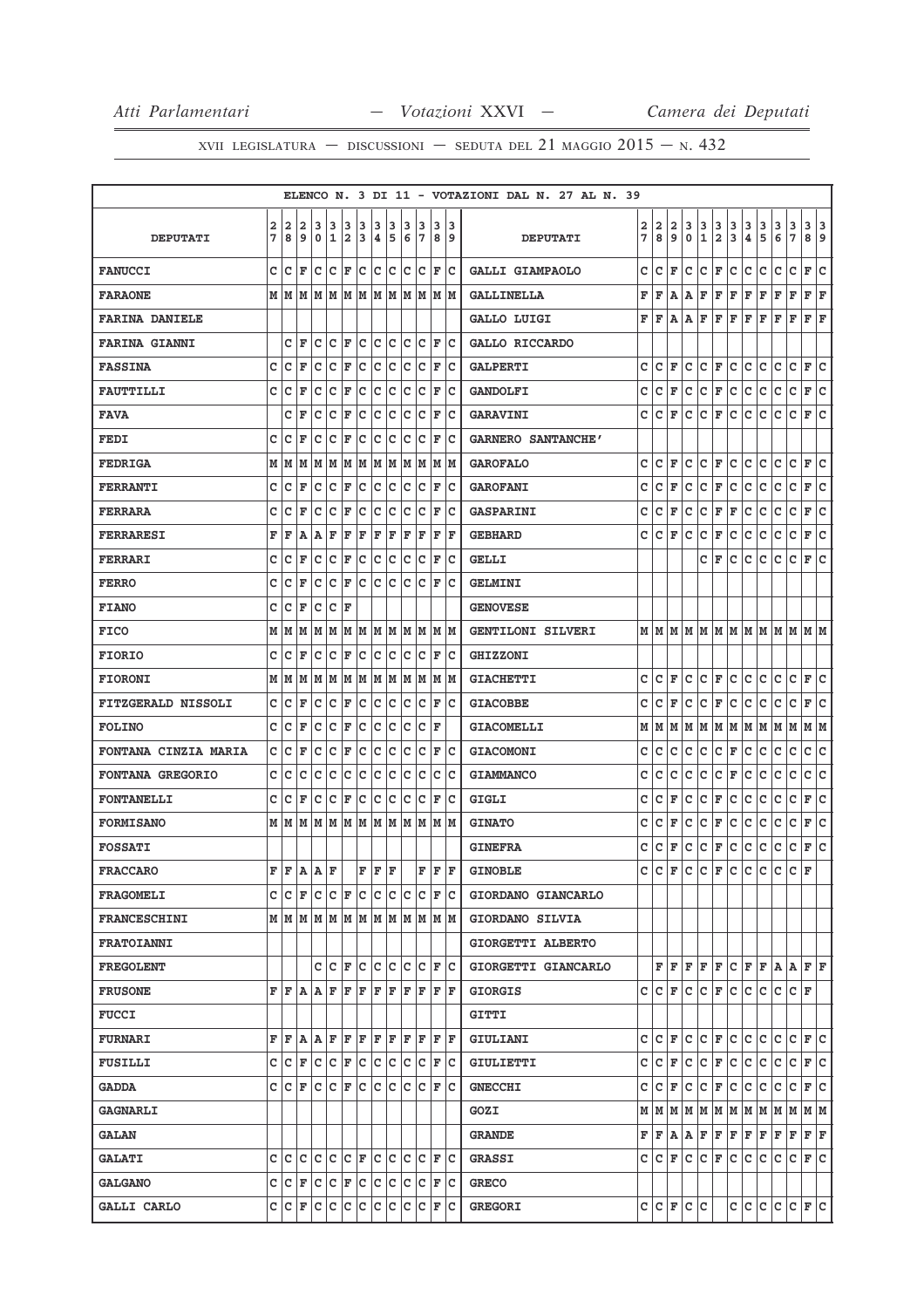| ELENCO N. 3 DI 11 - VOTAZIONI DAL N. 27 AL N. 39 | | | | | | | | | | | | | | | | | | | | | | | | | | | |
|---|---|---|---|---|---|---|---|---|---|---|---|---|---|---|---|---|---|---|---|---|---|---|---|---|---|---|---|
| **DEPUTATI** | 27 | 28 | 29 | 30 | 31 | 32 | 33 | 34 | 35 | 36 | 37 | 38 | 39 | **DEPUTATI** | 27 | 28 | 29 | 30 | 31 | 32 | 33 | 34 | 35 | 36 | 37 | 38 | 39 |
| **FANUCCI** | C | C | F | C | C | F | C | C | C | C | C | F | C | **GALLI GIAMPAOLO** | C | C | F | C | C | F | C | C | C | C | C | F | C |
| **FARAONE** | M | M | M | M | M | M | M | M | M | M | M | M | M | **GALLINELLA** | F | F | A | A | F | F | F | F | F | F | F | F | F |
| **FARINA DANIELE** | | | | | | | | | | | | | | **GALLO LUIGI** | F | F | A | A | F | F | F | F | F | F | F | F | F |
| **FARINA GIANNI** | | C | F | C | C | F | C | C | C | C | C | F | C | **GALLO RICCARDO** | | | | | | | | | | | | | |
| **FASSINA** | C | C | F | C | C | F | C | C | C | C | C | F | C | **GALPERTI** | C | C | F | C | C | F | C | C | C | C | C | F | C |
| **FAUTTILLI** | C | C | F | C | C | F | C | C | C | C | C | F | C | **GANDOLFI** | C | C | F | C | C | F | C | C | C | C | C | F | C |
| **FAVA** | | C | F | C | C | F | C | C | C | C | C | F | C | **GARAVINI** | C | C | F | C | C | F | C | C | C | C | C | F | C |
| **FEDI** | C | C | F | C | C | F | C | C | C | C | C | F | C | **GARNERO SANTANCHE'** | | | | | | | | | | | | | |
| **FEDRIGA** | M | M | M | M | M | M | M | M | M | M | M | M | M | **GAROFALO** | C | C | F | C | C | F | C | C | C | C | C | F | C |
| **FERRANTI** | C | C | F | C | C | F | C | C | C | C | C | F | C | **GAROFANI** | C | C | F | C | C | F | C | C | C | C | C | F | C |
| **FERRARA** | C | C | F | C | C | F | C | C | C | C | C | F | C | **GASPARINI** | C | C | F | C | C | F | F | C | C | C | C | F | C |
| **FERRARESI** | F | F | A | A | F | F | F | F | F | F | F | F | F | **GEBHARD** | C | C | F | C | C | F | C | C | C | C | C | F | C |
| **FERRARI** | C | C | F | C | C | F | C | C | C | C | C | F | C | **GELLI** | | | | | C | F | C | C | C | C | C | F | C |
| **FERRO** | C | C | F | C | C | F | C | C | C | C | C | F | C | **GELMINI** | | | | | | | | | | | | | |
| **FIANO** | C | C | F | C | C | F | | | | | | | | **GENOVESE** | | | | | | | | | | | | | |
| **FICO** | M | M | M | M | M | M | M | M | M | M | M | M | M | **GENTILONI SILVERI** | M | M | M | M | M | M | M | M | M | M | M | M | M |
| **FIORIO** | C | C | F | C | C | F | C | C | C | C | C | F | C | **GHIZZONI** | | | | | | | | | | | | | |
| **FIORONI** | M | M | M | M | M | M | M | M | M | M | M | M | M | **GIACHETTI** | C | C | F | C | C | F | C | C | C | C | C | F | C |
| **FITZGERALD NISSOLI** | C | C | F | C | C | F | C | C | C | C | C | F | C | **GIACOBBE** | C | C | F | C | C | F | C | C | C | C | C | F | C |
| **FOLINO** | C | C | F | C | C | F | C | C | C | C | C | F | | **GIACOMELLI** | M | M | M | M | M | M | M | M | M | M | M | M | M |
| **FONTANA CINZIA MARIA** | C | C | F | C | C | F | C | C | C | C | C | F | C | **GIACOMONI** | C | C | C | C | C | C | F | C | C | C | C | C | C |
| **FONTANA GREGORIO** | C | C | C | C | C | C | C | C | C | C | C | C | C | **GIAMMANCO** | C | C | C | C | C | C | F | C | C | C | C | C | C |
| **FONTANELLI** | C | C | F | C | C | F | C | C | C | C | C | F | C | **GIGLI** | C | C | F | C | C | F | C | C | C | C | C | F | C |
| **FORMISANO** | M | M | M | M | M | M | M | M | M | M | M | M | M | **GINATO** | C | C | F | C | C | F | C | C | C | C | C | F | C |
| **FOSSATI** | | | | | | | | | | | | | | **GINEFRA** | C | C | F | C | C | F | C | C | C | C | C | F | C |
| **FRACCARO** | F | F | A | A | F | | F | F | F | | F | F | F | **GINOBLE** | C | C | F | C | C | F | C | C | C | C | C | F | |
| **FRAGOMELI** | C | C | F | C | C | F | C | C | C | C | C | F | C | **GIORDANO GIANCARLO** | | | | | | | | | | | | | |
| **FRANCESCHINI** | M | M | M | M | M | M | M | M | M | M | M | M | M | **GIORDANO SILVIA** | | | | | | | | | | | | | |
| **FRATOIANNI** | | | | | | | | | | | | | | **GIORGETTI ALBERTO** | | | | | | | | | | | | | |
| **FREGOLENT** | | | | C | C | F | C | C | C | C | C | F | C | **GIORGETTI GIANCARLO** | | F | F | F | F | F | C | F | F | A | A | F | F |
| **FRUSONE** | F | F | A | A | F | F | F | F | F | F | F | F | F | **GIORGIS** | C | C | F | C | C | F | C | C | C | C | C | F | |
| **FUCCI** | | | | | | | | | | | | | | **GITTI** | | | | | | | | | | | | | |
| **FURNARI** | F | F | A | A | F | F | F | F | F | F | F | F | F | **GIULIANI** | C | C | F | C | C | F | C | C | C | C | C | F | C |
| **FUSILLI** | C | C | F | C | C | F | C | C | C | C | C | F | C | **GIULIETTI** | C | C | F | C | C | F | C | C | C | C | C | F | C |
| **GADDA** | C | C | F | C | C | F | C | C | C | C | C | F | C | **GNECCHI** | C | C | F | C | C | F | C | C | C | C | C | F | C |
| **GAGNARLI** | | | | | | | | | | | | | | **GOZI** | M | M | M | M | M | M | M | M | M | M | M | M | M |
| **GALAN** | | | | | | | | | | | | | | **GRANDE** | F | F | A | A | F | F | F | F | F | F | F | F | F |
| **GALATI** | C | C | C | C | C | C | F | C | C | C | C | F | C | **GRASSI** | C | C | F | C | C | F | C | C | C | C | C | F | C |
| **GALGANO** | C | C | F | C | C | F | C | C | C | C | C | F | C | **GRECO** | | | | | | | | | | | | | |
| **GALLI CARLO** | C | C | F | C | C | C | C | C | C | C | C | F | C | **GREGORI** | C | C | F | C | C | | C | C | C | C | C | F | C |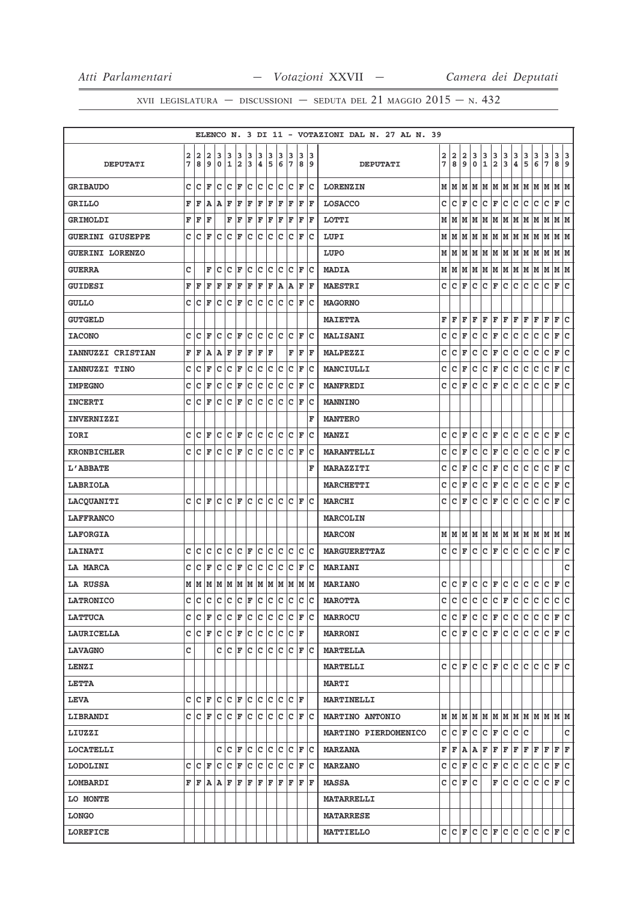ELENCO N. 3 DI 11 - VOTAZIONI DAL N. 27 AL N. 39

| DEPUTATI | 27 | 28 | 29 | 30 | 31 | 32 | 33 | 34 | 35 | 36 | 37 | 38 | 39 | DEPUTATI | 27 | 28 | 29 | 30 | 31 | 32 | 33 | 34 | 35 | 36 | 37 | 38 | 39 |
|---|---|---|---|---|---|---|---|---|---|---|---|---|---|---|---|---|---|---|---|---|---|---|---|---|---|---|---|
| **GRIBAUDO** | C | C | F | C | C | F | C | C | C | C | C | F | C | **LORENZIN** | M | M | M | M | M | M | M | M | M | M | M | M | M |
| **GRILLO** | F | F | A | A | F | F | F | F | F | F | F | F | F | **LOSACCO** | C | C | F | C | C | F | C | C | C | C | C | F | C |
| **GRIMOLDI** | F | F | F |  | F | F | F | F | F | F | F | F | F | **LOTTI** | M | M | M | M | M | M | M | M | M | M | M | M | M |
| **GUERINI GIUSEPPE** | C | C | F | C | C | F | C | C | C | C | C | F | C | **LUPI** | M | M | M | M | M | M | M | M | M | M | M | M | M |
| **GUERINI LORENZO** |  |  |  |  |  |  |  |  |  |  |  |  |  | **LUPO** | M | M | M | M | M | M | M | M | M | M | M | M | M |
| **GUERRA** | C |  | F | C | C | F | C | C | C | C | C | F | C | **MADIA** | M | M | M | M | M | M | M | M | M | M | M | M | M |
| **GUIDESI** | F | F | F | F | F | F | F | F | F | A | A | F | F | **MAESTRI** | C | C | F | C | C | F | C | C | C | C | C | F | C |
| **GULLO** | C | C | F | C | C | F | C | C | C | C | C | F | C | **MAGORNO** |  |  |  |  |  |  |  |  |  |  |  |  |  |
| **GUTGELD** |  |  |  |  |  |  |  |  |  |  |  |  |  | **MAIETTA** | F | F | F | F | F | F | F | F | F | F | F | F | C |
| **IACONO** | C | C | F | C | C | F | C | C | C | C | C | F | C | **MALISANI** | C | C | F | C | C | F | C | C | C | C | C | F | C |
| **IANNUZZI CRISTIAN** | F | F | A | A | F | F | F | F | F |  | F | F | F | **MALPEZZI** | C | C | F | C | C | F | C | C | C | C | C | F | C |
| **IANNUZZI TINO** | C | C | F | C | C | F | C | C | C | C | C | F | C | **MANCIULLI** | C | C | F | C | C | F | C | C | C | C | C | F | C |
| **IMPEGNO** | C | C | F | C | C | F | C | C | C | C | C | F | C | **MANFREDI** | C | C | F | C | C | F | C | C | C | C | C | F | C |
| **INCERTI** | C | C | F | C | C | F | C | C | C | C | C | F | C | **MANNINO** |  |  |  |  |  |  |  |  |  |  |  |  |  |
| **INVERNIZZI** |  |  |  |  |  |  |  |  |  |  |  |  | F | **MANTERO** |  |  |  |  |  |  |  |  |  |  |  |  |  |
| **IORI** | C | C | F | C | C | F | C | C | C | C | C | F | C | **MANZI** | C | C | F | C | C | F | C | C | C | C | C | F | C |
| **KRONBICHLER** | C | C | F | C | C | F | C | C | C | C | C | F | C | **MARANTELLI** | C | C | F | C | C | F | C | C | C | C | C | F | C |
| **L'ABBATE** |  |  |  |  |  |  |  |  |  |  |  |  | F | **MARAZZITI** | C | C | F | C | C | F | C | C | C | C | C | F | C |
| **LABRIOLA** |  |  |  |  |  |  |  |  |  |  |  |  |  | **MARCHETTI** | C | C | F | C | C | F | C | C | C | C | C | F | C |
| **LACQUANITI** | C | C | F | C | C | F | C | C | C | C | C | F | C | **MARCHI** | C | C | F | C | C | F | C | C | C | C | C | F | C |
| **LAFFRANCO** |  |  |  |  |  |  |  |  |  |  |  |  |  | **MARCOLIN** |  |  |  |  |  |  |  |  |  |  |  |  |  |
| **LAFORGIA** |  |  |  |  |  |  |  |  |  |  |  |  |  | **MARCON** | M | M | M | M | M | M | M | M | M | M | M | M | M |
| **LAINATI** | C | C | C | C | C | C | F | C | C | C | C | C | C | **MARGUERETTAZ** | C | C | F | C | C | F | C | C | C | C | C | F | C |
| **LA MARCA** | C | C | F | C | C | F | C | C | C | C | C | F | C | **MARIANI** |  |  |  |  |  |  |  |  |  |  |  |  | C |
| **LA RUSSA** | M | M | M | M | M | M | M | M | M | M | M | M | M | **MARIANO** | C | C | F | C | C | F | C | C | C | C | C | F | C |
| **LATRONICO** | C | C | C | C | C | C | F | C | C | C | C | C | C | **MAROTTA** | C | C | C | C | C | C | F | C | C | C | C | C | C |
| **LATTUCA** | C | C | F | C | C | F | C | C | C | C | C | F | C | **MARROCU** | C | C | F | C | C | F | C | C | C | C | C | F | C |
| **LAURICELLA** | C | C | F | C | C | F | C | C | C | C | C | F |  | **MARRONI** | C | C | F | C | C | F | C | C | C | C | C | F | C |
| **LAVAGNO** | C |  |  | C | C | F | C | C | C | C | C | F | C | **MARTELLA** |  |  |  |  |  |  |  |  |  |  |  |  |  |
| **LENZI** |  |  |  |  |  |  |  |  |  |  |  |  |  | **MARTELLI** | C | C | F | C | C | F | C | C | C | C | C | F | C |
| **LETTA** |  |  |  |  |  |  |  |  |  |  |  |  |  | **MARTI** |  |  |  |  |  |  |  |  |  |  |  |  |  |
| **LEVA** | C | C | F | C | C | F | C | C | C | C | C | F |  | **MARTINELLI** |  |  |  |  |  |  |  |  |  |  |  |  |  |
| **LIBRANDI** | C | C | F | C | C | F | C | C | C | C | C | F | C | **MARTINO ANTONIO** | M | M | M | M | M | M | M | M | M | M | M | M | M |
| **LIUZZI** |  |  |  |  |  |  |  |  |  |  |  |  |  | **MARTINO PIERDOMENICO** | C | C | F | C | C | F | C | C | C |  |  |  | C |
| **LOCATELLI** |  |  |  | C | C | F | C | C | C | C | C | F | C | **MARZANA** | F | F | A | A | F | F | F | F | F | F | F | F | F |
| **LODOLINI** | C | C | F | C | C | F | C | C | C | C | C | F | C | **MARZANO** | C | C | F | C | C | F | C | C | C | C | C | F | C |
| **LOMBARDI** | F | F | A | A | F | F | F | F | F | F | F | F | F | **MASSA** | C | C | F | C |  | F | C | C | C | C | C | F | C |
| **LO MONTE** |  |  |  |  |  |  |  |  |  |  |  |  |  | **MATARRELLI** |  |  |  |  |  |  |  |  |  |  |  |  |  |
| **LONGO** |  |  |  |  |  |  |  |  |  |  |  |  |  | **MATARRESE** |  |  |  |  |  |  |  |  |  |  |  |  |  |
| **LOREFICE** |  |  |  |  |  |  |  |  |  |  |  |  |  | **MATTIELLO** | C | C | F | C | C | F | C | C | C | C | C | F | C |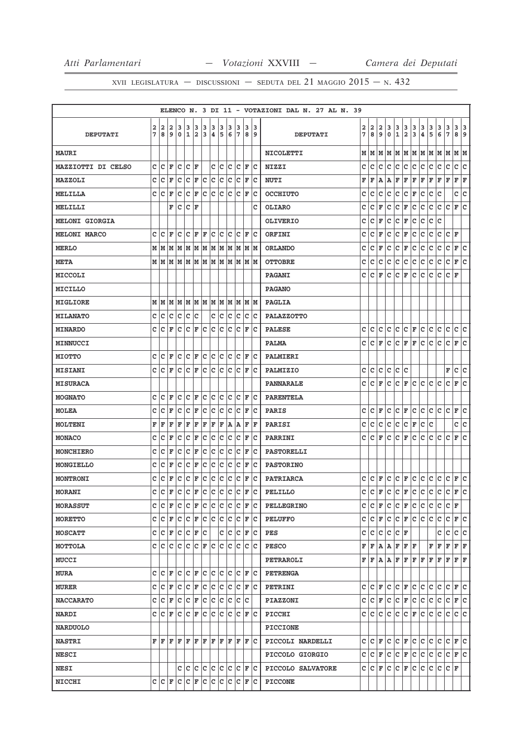ELENCO N. 3 DI 11 - VOTAZIONI DAL N. 27 AL N. 39

| DEPUTATI | 27 | 28 | 29 | 30 | 31 | 32 | 33 | 34 | 35 | 36 | 37 | 38 | 39 | DEPUTATI | 27 | 28 | 29 | 30 | 31 | 32 | 33 | 34 | 35 | 36 | 37 | 38 | 39 |
|---|---|---|---|---|---|---|---|---|---|---|---|---|---|---|---|---|---|---|---|---|---|---|---|---|---|---|---|
| **MAURI** | | | | | | | | | | | | | | **NICOLETTI** | M | M | M | M | M | M | M | M | M | M | M | M | M |
| **MAZZIOTTI DI CELSO** | C | C | F | C | C | F | | C | C | C | C | F | C | **NIZZI** | C | C | C | C | C | C | C | C | C | C | C | C | C |
| **MAZZOLI** | C | C | F | C | C | F | C | C | C | C | C | F | C | **NUTI** | F | F | A | A | F | F | F | F | F | F | F | F | F |
| **MELILLA** | C | C | F | C | C | F | C | C | C | C | C | F | C | **OCCHIUTO** | C | C | C | C | C | C | F | C | C | C | | C | C |
| **MELILLI** | | | F | C | C | F | | | | | | | C | **OLIARO** | C | C | F | C | C | F | C | C | C | C | C | F | C |
| **MELONI GIORGIA** | | | | | | | | | | | | | | **OLIVERIO** | C | C | F | C | C | F | C | C | C | C | | | |
| **MELONI MARCO** | C | C | F | C | C | F | F | C | C | C | C | F | C | **ORFINI** | C | C | F | C | C | F | C | C | C | C | C | F | |
| **MERLO** | M | M | M | M | M | M | M | M | M | M | M | M | M | **ORLANDO** | C | C | F | C | C | F | C | C | C | C | C | F | C |
| **META** | M | M | M | M | M | M | M | M | M | M | M | M | M | **OTTOBRE** | C | C | C | C | C | C | C | C | C | C | C | F | C |
| **MICCOLI** | | | | | | | | | | | | | | **PAGANI** | C | C | F | C | C | F | C | C | C | C | C | F | |
| **MICILLO** | | | | | | | | | | | | | | **PAGANO** | | | | | | | | | | | | | |
| **MIGLIORE** | M | M | M | M | M | M | M | M | M | M | M | M | M | **PAGLIA** | | | | | | | | | | | | | |
| **MILANATO** | C | C | C | C | C | C | | C | C | C | C | C | C | **PALAZZOTTO** | | | | | | | | | | | | | |
| **MINARDO** | C | C | F | C | C | F | C | C | C | C | C | F | C | **PALESE** | C | C | C | C | C | C | F | C | C | C | C | C | C |
| **MINNUCCI** | | | | | | | | | | | | | | **PALMA** | C | C | F | C | C | F | F | C | C | C | C | F | C |
| **MIOTTO** | C | C | F | C | C | F | C | C | C | C | C | F | C | **PALMIERI** | | | | | | | | | | | | | |
| **MISIANI** | C | C | F | C | C | F | C | C | C | C | C | F | C | **PALMIZIO** | C | C | C | C | C | C | | | | | F | C | C |
| **MISURACA** | | | | | | | | | | | | | | **PANNARALE** | C | C | F | C | C | F | C | C | C | C | C | F | C |
| **MOGNATO** | C | C | F | C | C | F | C | C | C | C | C | F | C | **PARENTELA** | | | | | | | | | | | | | |
| **MOLEA** | C | C | F | C | C | F | C | C | C | C | C | F | C | **PARIS** | C | C | F | C | C | F | C | C | C | C | C | F | C |
| **MOLTENI** | F | F | F | F | F | F | F | F | F | A | A | F | F | **PARISI** | C | C | C | C | C | C | F | C | C | | | C | C |
| **MONACO** | C | C | F | C | C | F | C | C | C | C | C | F | C | **PARRINI** | C | C | F | C | C | F | C | C | C | C | C | F | C |
| **MONCHIERO** | C | C | F | C | C | F | C | C | C | C | C | F | C | **PASTORELLI** | | | | | | | | | | | | | |
| **MONGIELLO** | C | C | F | C | C | F | C | C | C | C | C | F | C | **PASTORINO** | | | | | | | | | | | | | |
| **MONTRONI** | C | C | F | C | C | F | C | C | C | C | C | F | C | **PATRIARCA** | C | C | F | C | C | F | C | C | C | C | C | F | C |
| **MORANI** | C | C | F | C | C | F | C | C | C | C | C | F | C | **PELILLO** | C | C | F | C | C | F | C | C | C | C | C | F | C |
| **MORASSUT** | C | C | F | C | C | F | C | C | C | C | C | F | C | **PELLEGRINO** | C | C | F | C | C | F | C | C | C | C | C | F | |
| **MORETTO** | C | C | F | C | C | F | C | C | C | C | C | F | C | **PELUFFO** | C | C | F | C | C | F | C | C | C | C | C | F | C |
| **MOSCATT** | C | C | F | C | C | F | C | | C | C | C | F | C | **PES** | C | C | C | C | C | F | | | | C | C | C | C |
| **MOTTOLA** | C | C | C | C | C | C | F | C | C | C | C | C | C | **PESCO** | F | F | A | A | F | F | F | | F | F | F | F | F |
| **MUCCI** | | | | | | | | | | | | | | **PETRAROLI** | F | F | A | A | F | F | F | F | F | F | F | F | F |
| **MURA** | C | C | F | C | C | F | C | C | C | C | C | F | C | **PETRENGA** | | | | | | | | | | | | | |
| **MURER** | C | C | F | C | C | F | C | C | C | C | C | F | C | **PETRINI** | C | C | F | C | C | F | C | C | C | C | C | F | C |
| **NACCARATO** | C | C | F | C | C | F | C | C | C | C | C | C | | **PIAZZONI** | C | C | F | C | C | F | C | C | C | C | C | F | C |
| **NARDI** | C | C | F | C | C | F | C | C | C | C | C | F | C | **PICCHI** | C | C | C | C | C | C | F | C | C | C | C | C | C |
| **NARDUOLO** | | | | | | | | | | | | | | **PICCIONE** | | | | | | | | | | | | | |
| **NASTRI** | F | F | F | F | F | F | F | F | F | F | F | F | C | **PICCOLI NARDELLI** | C | C | F | C | C | F | C | C | C | C | C | F | C |
| **NESCI** | | | | | | | | | | | | | | **PICCOLO GIORGIO** | C | C | F | C | C | F | C | C | C | C | C | F | C |
| **NESI** | | | | C | C | C | C | C | C | C | C | F | C | **PICCOLO SALVATORE** | C | C | F | C | C | F | C | C | C | C | C | F | |
| **NICCHI** | C | C | F | C | C | F | C | C | C | C | C | F | C | **PICCONE** | | | | | | | | | | | | | |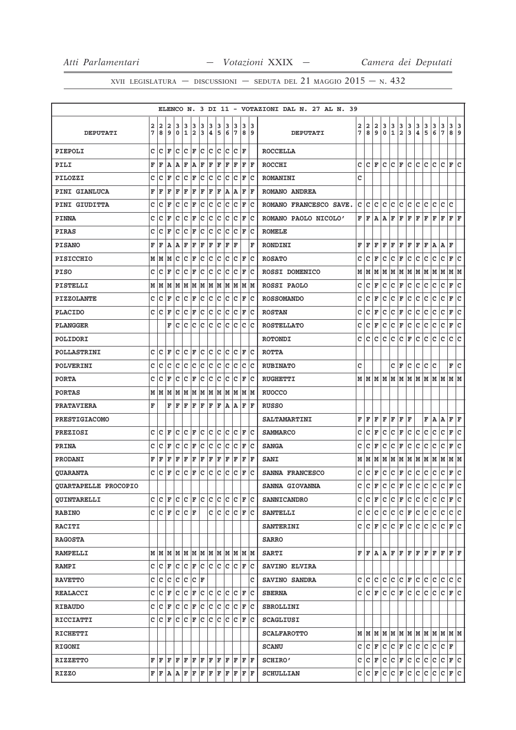ELENCO N. 3 DI 11 - VOTAZIONI DAL N. 27 AL N. 39

| DEPUTATI | 27 | 28 | 29 | 30 | 31 | 32 | 33 | 34 | 35 | 36 | 37 | 38 | 39 | DEPUTATI | 27 | 28 | 29 | 30 | 31 | 32 | 33 | 34 | 35 | 36 | 37 | 38 | 39 |
|---|---|---|---|---|---|---|---|---|---|---|---|---|---|---|---|---|---|---|---|---|---|---|---|---|---|---|---|
| PIEPOLI | C | C | F | C | C | F | C | C | C | C | C | F | | ROCCELLA | | | | | | | | | | | | | |
| PILI | F | F | A | A | F | A | F | F | F | F | F | F | F | ROCCHI | C | C | F | C | C | F | C | C | C | C | C | F | C |
| PILOZZI | C | C | F | C | C | F | C | C | C | C | C | F | C | ROMANINI | C | | | | | | | | | | | | |
| PINI GIANLUCA | F | F | F | F | F | F | F | F | F | A | A | F | F | ROMANO ANDREA | | | | | | | | | | | | | |
| PINI GIUDITTA | C | C | F | C | C | F | C | C | C | C | C | F | C | ROMANO FRANCESCO SAVE. | C | C | C | C | C | C | C | C | C | C | C | C | |
| PINNA | C | C | F | C | C | F | C | C | C | C | C | F | C | ROMANO PAOLO NICOLO' | F | F | A | A | F | F | F | F | F | F | F | F | F |
| PIRAS | C | C | F | C | C | F | C | C | C | C | C | F | C | ROMELE | | | | | | | | | | | | | |
| PISANO | F | F | A | A | F | F | F | F | F | F | F | | F | RONDINI | F | F | F | F | F | F | F | F | F | A | A | F | |
| PISICCHIO | M | M | M | C | C | F | C | C | C | C | C | F | C | ROSATO | C | C | F | C | C | F | C | C | C | C | C | F | C |
| PISO | C | C | F | C | C | F | C | C | C | C | C | F | C | ROSSI DOMENICO | M | M | M | M | M | M | M | M | M | M | M | M | M |
| PISTELLI | M | M | M | M | M | M | M | M | M | M | M | M | M | ROSSI PAOLO | C | C | F | C | C | F | C | C | C | C | C | F | C |
| PIZZOLANTE | C | C | F | C | C | F | C | C | C | C | C | F | C | ROSSOMANDO | C | C | F | C | C | F | C | C | C | C | C | F | C |
| PLACIDO | C | C | F | C | C | F | C | C | C | C | C | F | C | ROSTAN | C | C | F | C | C | F | C | C | C | C | C | F | C |
| PLANGGER | | | F | C | C | C | C | C | C | C | C | C | C | ROSTELLATO | C | C | F | C | C | F | C | C | C | C | C | F | C |
| POLIDORI | | | | | | | | | | | | | | ROTONDI | C | C | C | C | C | C | F | C | C | C | C | C | C |
| POLLASTRINI | C | C | F | C | C | F | C | C | C | C | C | F | C | ROTTA | | | | | | | | | | | | | |
| POLVERINI | C | C | C | C | C | C | C | C | C | C | C | C | C | RUBINATO | C | | | | C | F | C | C | C | C | | F | C |
| PORTA | C | C | F | C | C | F | C | C | C | C | C | F | C | RUGHETTI | M | M | M | M | M | M | M | M | M | M | M | M | M |
| PORTAS | M | M | M | M | M | M | M | M | M | M | M | M | M | RUOCCO | | | | | | | | | | | | | |
| PRATAVIERA | F | | F | F | F | F | F | F | F | A | A | F | F | RUSSO | | | | | | | | | | | | | |
| PRESTIGIACOMO | | | | | | | | | | | | | | SALTAMARTINI | F | F | F | F | F | F | F | | F | A | A | F | F |
| PREZIOSI | C | C | F | C | C | F | C | C | C | C | C | F | C | SAMMARCO | C | C | F | C | C | F | C | C | C | C | C | F | C |
| PRINA | C | C | F | C | C | F | C | C | C | C | C | F | C | SANGA | C | C | F | C | C | F | C | C | C | C | C | F | C |
| PRODANI | F | F | F | F | F | F | F | F | F | F | F | F | F | SANI | M | M | M | M | M | M | M | M | M | M | M | M | M |
| QUARANTA | C | C | F | C | C | F | C | C | C | C | C | F | C | SANNA FRANCESCO | C | C | F | C | C | F | C | C | C | C | C | F | C |
| QUARTAPELLE PROCOPIO | | | | | | | | | | | | | | SANNA GIOVANNA | C | C | F | C | C | F | C | C | C | C | C | F | C |
| QUINTARELLI | C | C | F | C | C | F | C | C | C | C | C | F | C | SANNICANDRO | C | C | F | C | C | F | C | C | C | C | C | F | C |
| RABINO | C | C | F | C | C | F | | C | C | C | C | F | C | SANTELLI | C | C | C | C | C | C | F | C | C | C | C | C | C |
| RACITI | | | | | | | | | | | | | | SANTERINI | C | C | F | C | C | F | C | C | C | C | C | F | C |
| RAGOSTA | | | | | | | | | | | | | | SARRO | | | | | | | | | | | | | |
| RAMPELLI | M | M | M | M | M | M | M | M | M | M | M | M | M | SARTI | F | F | A | A | F | F | F | F | F | F | F | F | F |
| RAMPI | C | C | F | C | C | F | C | C | C | C | C | F | C | SAVINO ELVIRA | | | | | | | | | | | | | |
| RAVETTO | C | C | C | C | C | C | F | | | | | | C | SAVINO SANDRA | C | C | C | C | C | C | F | C | C | C | C | C | C |
| REALACCI | C | C | F | C | C | F | C | C | C | C | C | F | C | SBERNA | C | C | F | C | C | F | C | C | C | C | C | F | C |
| RIBAUDO | C | C | F | C | C | F | C | C | C | C | C | F | C | SBROLLINI | | | | | | | | | | | | | |
| RICCIATTI | C | C | F | C | C | F | C | C | C | C | C | F | C | SCAGLIUSI | | | | | | | | | | | | | |
| RICHETTI | | | | | | | | | | | | | | SCALFAROTTO | M | M | M | M | M | M | M | M | M | M | M | M | M |
| RIGONI | | | | | | | | | | | | | | SCANU | C | C | F | C | C | F | C | C | C | C | C | F | |
| RIZZETTO | F | F | F | F | F | F | F | F | F | F | F | F | F | SCHIRO' | C | C | F | C | C | F | C | C | C | C | C | F | C |
| RIZZO | F | F | A | A | F | F | F | F | F | F | F | F | F | SCHULLIAN | C | C | F | C | C | F | C | C | C | C | C | F | C |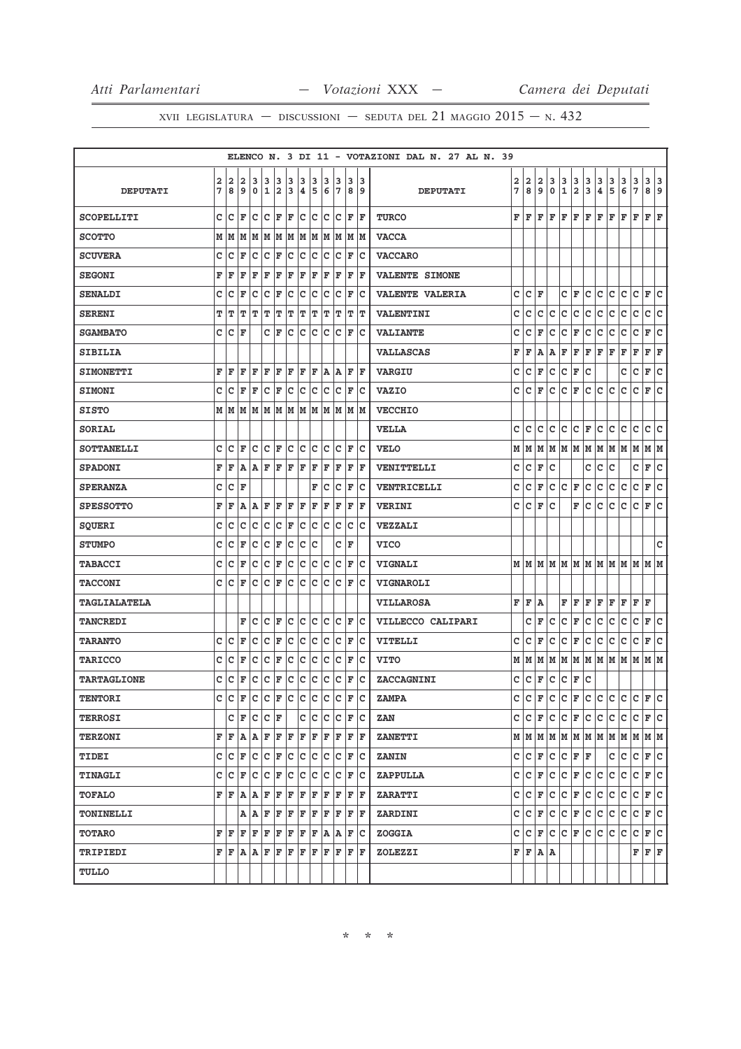ELENCO N. 3 DI 11 - VOTAZIONI DAL N. 27 AL N. 39

| DEPUTATI | 27 | 28 | 29 | 30 | 31 | 32 | 33 | 34 | 35 | 36 | 37 | 38 | 39 | DEPUTATI | 27 | 28 | 29 | 30 | 31 | 32 | 33 | 34 | 35 | 36 | 37 | 38 | 39 |
|---|---|---|---|---|---|---|---|---|---|---|---|---|---|---|---|---|---|---|---|---|---|---|---|---|---|---|---|
| SCOPELLITI | C | C | F | C | C | F | F | C | C | C | C | F | F | TURCO | F | F | F | F | F | F | F | F | F | F | F | F | F |
| SCOTTO | M | M | M | M | M | M | M | M | M | M | M | M | M | VACCA | | | | | | | | | | | | | |
| SCUVERA | C | C | F | C | C | F | C | C | C | C | C | F | C | VACCARO | | | | | | | | | | | | | |
| SEGONI | F | F | F | F | F | F | F | F | F | F | F | F | F | VALENTE SIMONE | | | | | | | | | | | | | |
| SENALDI | C | C | F | C | C | F | C | C | C | C | C | F | C | VALENTE VALERIA | C | C | F | | C | F | C | C | C | C | C | F | C |
| SERENI | T | T | T | T | T | T | T | T | T | T | T | T | T | VALENTINI | C | C | C | C | C | C | C | C | C | C | C | C | C |
| SGAMBATO | C | C | F | | C | F | C | C | C | C | C | F | C | VALIANTE | C | C | F | C | C | F | C | C | C | C | C | F | C |
| SIBILIA | | | | | | | | | | | | | | VALLASCAS | F | F | A | A | F | F | F | F | F | F | F | F | F |
| SIMONETTI | F | F | F | F | F | F | F | F | F | A | A | F | F | VARGIU | C | C | F | C | C | F | C | | | C | C | F | C |
| SIMONI | C | C | F | F | C | F | C | C | C | C | C | F | C | VAZIO | C | C | F | C | C | F | C | C | C | C | C | F | C |
| SISTO | M | M | M | M | M | M | M | M | M | M | M | M | M | VECCHIO | | | | | | | | | | | | | |
| SORIAL | | | | | | | | | | | | | | VELLA | C | C | C | C | C | C | F | C | C | C | C | C | C |
| SOTTANELLI | C | C | F | C | C | F | C | C | C | C | C | F | C | VELO | M | M | M | M | M | M | M | M | M | M | M | M | M |
| SPADONI | F | F | A | A | F | F | F | F | F | F | F | F | F | VENITTELLI | C | C | F | C | | | C | C | C | | C | F | C |
| SPERANZA | C | C | F | | | | | | F | C | C | F | C | VENTRICELLI | C | C | F | C | C | F | C | C | C | C | C | F | C |
| SPESSOTTO | F | F | A | A | F | F | F | F | F | F | F | F | F | VERINI | C | C | F | C | | F | C | C | C | C | C | F | C |
| SQUERI | C | C | C | C | C | C | F | C | C | C | C | C | C | VEZZALI | | | | | | | | | | | | | |
| STUMPO | C | C | F | C | C | F | C | C | C | | C | F | | VICO | | | | | | | | | | | | | C |
| TABACCI | C | C | F | C | C | F | C | C | C | C | C | F | C | VIGNALI | M | M | M | M | M | M | M | M | M | M | M | M | M |
| TACCONI | C | C | F | C | C | F | C | C | C | C | C | F | C | VIGNAROLI | | | | | | | | | | | | | |
| TAGLIALATELA | | | | | | | | | | | | | | VILLAROSA | F | F | A | | F | F | F | F | F | F | F | F | |
| TANCREDI | | | F | C | C | F | C | C | C | C | C | F | C | VILLECCO CALIPARI | | C | F | C | C | F | C | C | C | C | C | F | C |
| TARANTO | C | C | F | C | C | F | C | C | C | C | C | F | C | VITELLI | C | C | F | C | C | F | C | C | C | C | C | F | C |
| TARICCO | C | C | F | C | C | F | C | C | C | C | C | F | C | VITO | M | M | M | M | M | M | M | M | M | M | M | M | M |
| TARTAGLIONE | C | C | F | C | C | F | C | C | C | C | C | F | C | ZACCAGNINI | C | C | F | C | C | F | C | | | | | | |
| TENTORI | C | C | F | C | C | F | C | C | C | C | C | F | C | ZAMPA | C | C | F | C | C | F | C | C | C | C | C | F | C |
| TERROSI | | C | F | C | C | F | | C | C | C | C | F | C | ZAN | C | C | F | C | C | F | C | C | C | C | C | F | C |
| TERZONI | F | F | A | A | F | F | F | F | F | F | F | F | F | ZANETTI | M | M | M | M | M | M | M | M | M | M | M | M | M |
| TIDEI | C | C | F | C | C | F | C | C | C | C | C | F | C | ZANIN | C | C | F | C | C | F | F | | C | C | C | F | C |
| TINAGLI | C | C | F | C | C | F | C | C | C | C | C | F | C | ZAPPULLA | C | C | F | C | C | F | C | C | C | C | C | F | C |
| TOFALO | F | F | A | A | F | F | F | F | F | F | F | F | F | ZARATTI | C | C | F | C | C | F | C | C | C | C | C | F | C |
| TONINELLI | | | A | A | F | F | F | F | F | F | F | F | F | ZARDINI | C | C | F | C | C | F | C | C | C | C | C | F | C |
| TOTARO | F | F | F | F | F | F | F | F | F | A | A | F | C | ZOGGIA | C | C | F | C | C | F | C | C | C | C | C | F | C |
| TRIPIEDI | F | F | A | A | F | F | F | F | F | F | F | F | F | ZOLEZZI | F | F | A | A | | | | | | | F | F | F |
| TULLO | | | | | | | | | | | | | | | | | | | | | | | | | | | |

\* \* \*